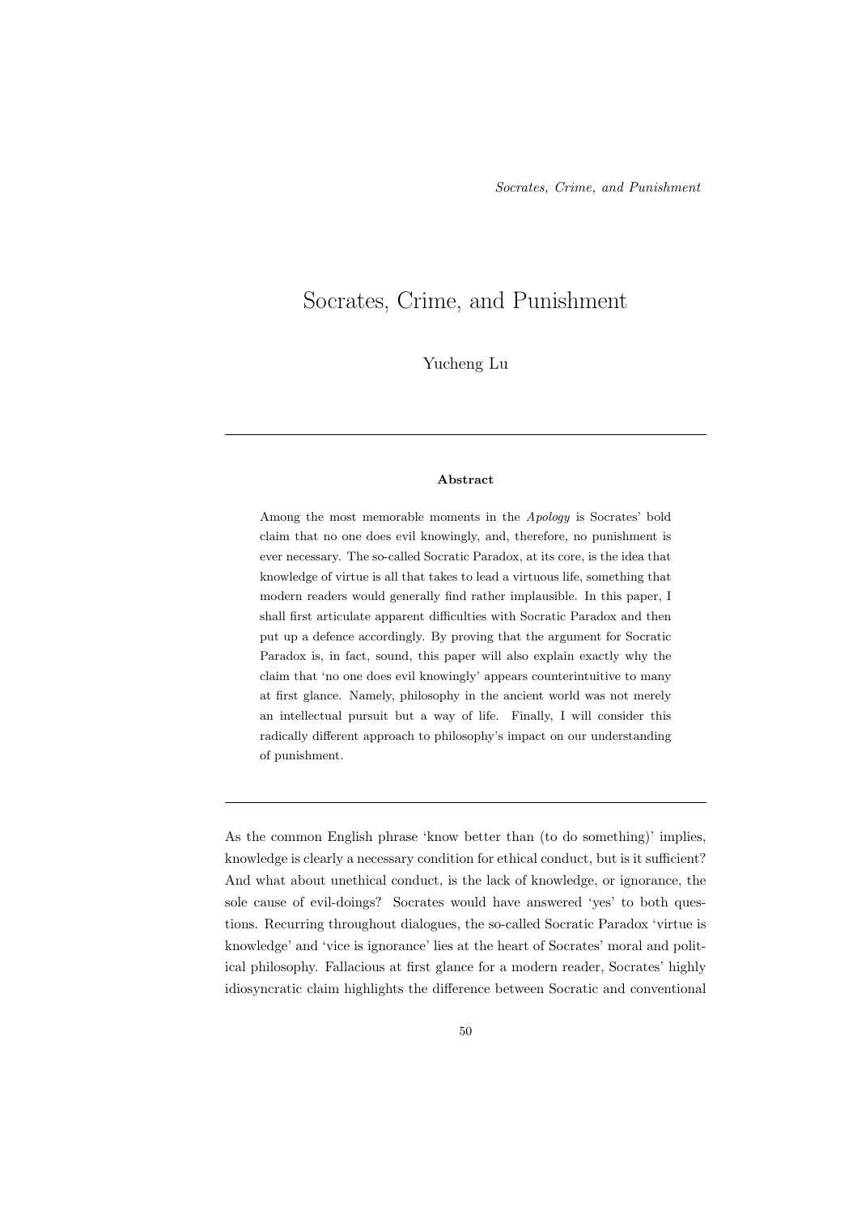# Socrates, Crime, and Punishment

Yucheng Lu

---

**Abstract**

Among the most memorable moments in the *Apology* is Socrates' bold claim that no one does evil knowingly, and, therefore, no punishment is ever necessary. The so-called Socratic Paradox, at its core, is the idea that knowledge of virtue is all that takes to lead a virtuous life, something that modern readers would generally find rather implausible. In this paper, I shall first articulate apparent difficulties with Socratic Paradox and then put up a defence accordingly. By proving that the argument for Socratic Paradox is, in fact, sound, this paper will also explain exactly why the claim that 'no one does evil knowingly' appears counterintuitive to many at first glance. Namely, philosophy in the ancient world was not merely an intellectual pursuit but a way of life. Finally, I will consider this radically different approach to philosophy's impact on our understanding of punishment.

---

As the common English phrase 'know better than (to do something)' implies, knowledge is clearly a necessary condition for ethical conduct, but is it sufficient? And what about unethical conduct, is the lack of knowledge, or ignorance, the sole cause of evil-doings? Socrates would have answered 'yes' to both questions. Recurring throughout dialogues, the so-called Socratic Paradox 'virtue is knowledge' and 'vice is ignorance' lies at the heart of Socrates' moral and political philosophy. Fallacious at first glance for a modern reader, Socrates' highly idiosyncratic claim highlights the difference between Socratic and conventional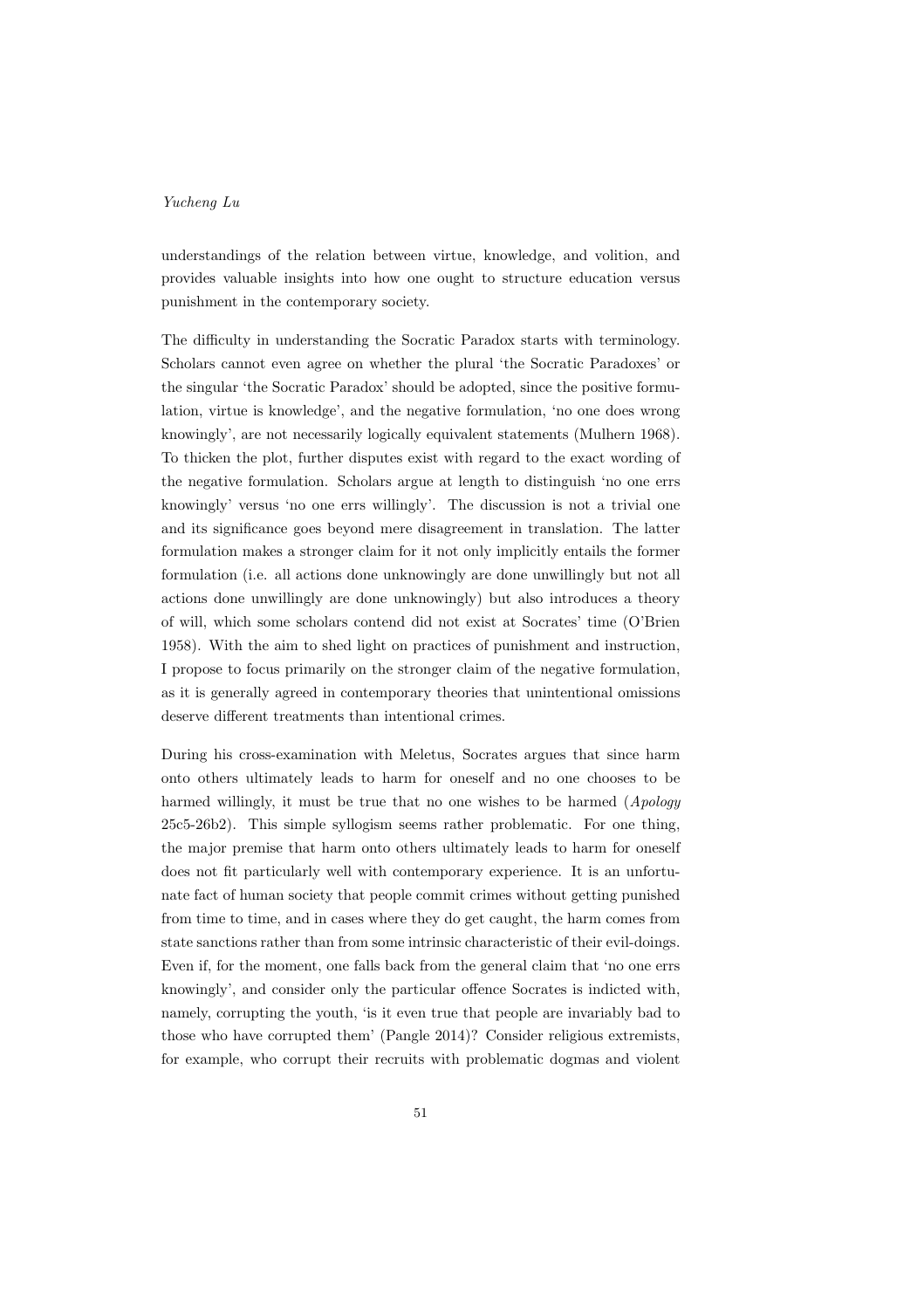understandings of the relation between virtue, knowledge, and volition, and provides valuable insights into how one ought to structure education versus punishment in the contemporary society.

The difficulty in understanding the Socratic Paradox starts with terminology. Scholars cannot even agree on whether the plural 'the Socratic Paradoxes' or the singular 'the Socratic Paradox' should be adopted, since the positive formulation, virtue is knowledge', and the negative formulation, 'no one does wrong knowingly', are not necessarily logically equivalent statements (Mulhern 1968). To thicken the plot, further disputes exist with regard to the exact wording of the negative formulation. Scholars argue at length to distinguish 'no one errs knowingly' versus 'no one errs willingly'. The discussion is not a trivial one and its significance goes beyond mere disagreement in translation. The latter formulation makes a stronger claim for it not only implicitly entails the former formulation (i.e. all actions done unknowingly are done unwillingly but not all actions done unwillingly are done unknowingly) but also introduces a theory of will, which some scholars contend did not exist at Socrates' time (O'Brien 1958). With the aim to shed light on practices of punishment and instruction, I propose to focus primarily on the stronger claim of the negative formulation, as it is generally agreed in contemporary theories that unintentional omissions deserve different treatments than intentional crimes.

During his cross-examination with Meletus, Socrates argues that since harm onto others ultimately leads to harm for oneself and no one chooses to be harmed willingly, it must be true that no one wishes to be harmed (*Apology* 25c5-26b2). This simple syllogism seems rather problematic. For one thing, the major premise that harm onto others ultimately leads to harm for oneself does not fit particularly well with contemporary experience. It is an unfortunate fact of human society that people commit crimes without getting punished from time to time, and in cases where they do get caught, the harm comes from state sanctions rather than from some intrinsic characteristic of their evil-doings. Even if, for the moment, one falls back from the general claim that 'no one errs knowingly', and consider only the particular offence Socrates is indicted with, namely, corrupting the youth, 'is it even true that people are invariably bad to those who have corrupted them' (Pangle 2014)? Consider religious extremists, for example, who corrupt their recruits with problematic dogmas and violent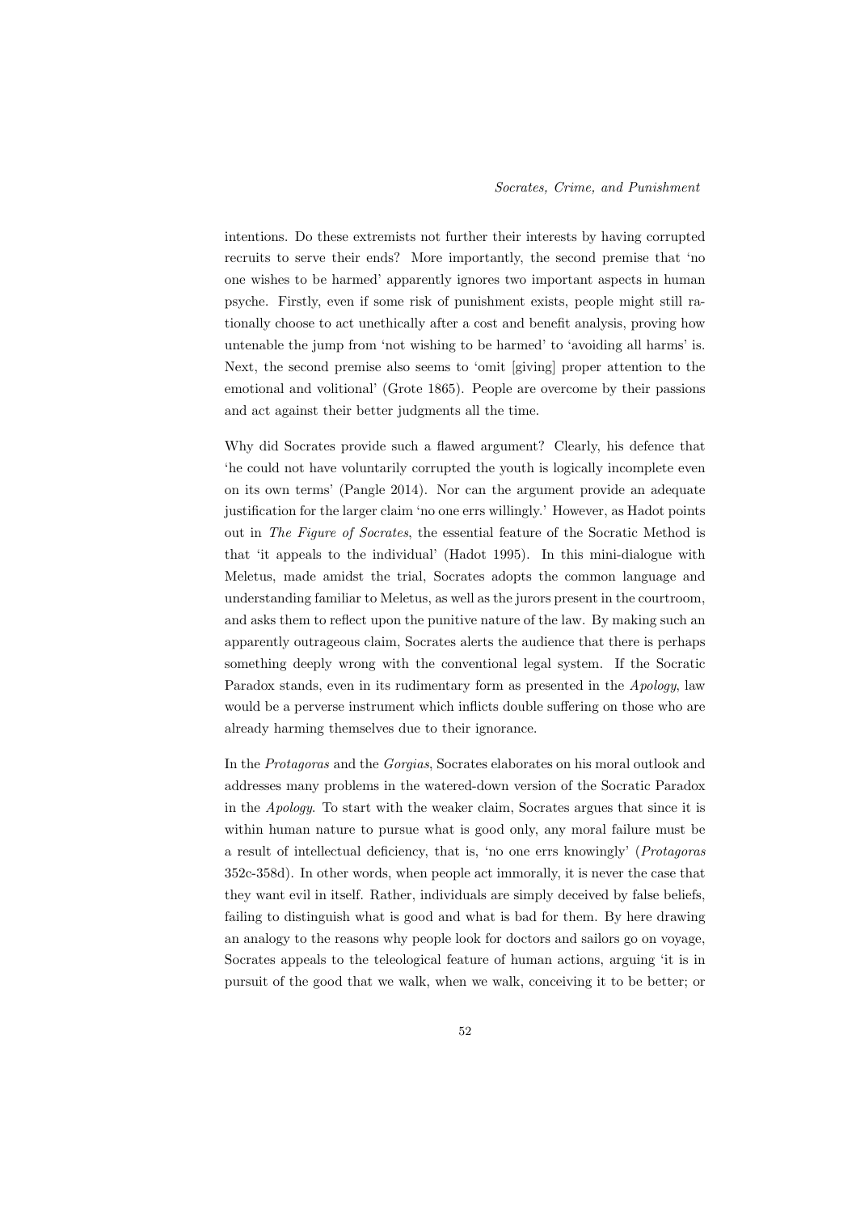intentions. Do these extremists not further their interests by having corrupted recruits to serve their ends? More importantly, the second premise that 'no one wishes to be harmed' apparently ignores two important aspects in human psyche. Firstly, even if some risk of punishment exists, people might still rationally choose to act unethically after a cost and benefit analysis, proving how untenable the jump from 'not wishing to be harmed' to 'avoiding all harms' is. Next, the second premise also seems to 'omit [giving] proper attention to the emotional and volitional' (Grote 1865). People are overcome by their passions and act against their better judgments all the time.

Why did Socrates provide such a flawed argument? Clearly, his defence that 'he could not have voluntarily corrupted the youth is logically incomplete even on its own terms' (Pangle 2014). Nor can the argument provide an adequate justification for the larger claim 'no one errs willingly.' However, as Hadot points out in *The Figure of Socrates*, the essential feature of the Socratic Method is that 'it appeals to the individual' (Hadot 1995). In this mini-dialogue with Meletus, made amidst the trial, Socrates adopts the common language and understanding familiar to Meletus, as well as the jurors present in the courtroom, and asks them to reflect upon the punitive nature of the law. By making such an apparently outrageous claim, Socrates alerts the audience that there is perhaps something deeply wrong with the conventional legal system. If the Socratic Paradox stands, even in its rudimentary form as presented in the *Apology*, law would be a perverse instrument which inflicts double suffering on those who are already harming themselves due to their ignorance.

In the *Protagoras* and the *Gorgias*, Socrates elaborates on his moral outlook and addresses many problems in the watered-down version of the Socratic Paradox in the *Apology*. To start with the weaker claim, Socrates argues that since it is within human nature to pursue what is good only, any moral failure must be a result of intellectual deficiency, that is, 'no one errs knowingly' (*Protagoras* 352c-358d). In other words, when people act immorally, it is never the case that they want evil in itself. Rather, individuals are simply deceived by false beliefs, failing to distinguish what is good and what is bad for them. By here drawing an analogy to the reasons why people look for doctors and sailors go on voyage, Socrates appeals to the teleological feature of human actions, arguing 'it is in pursuit of the good that we walk, when we walk, conceiving it to be better; or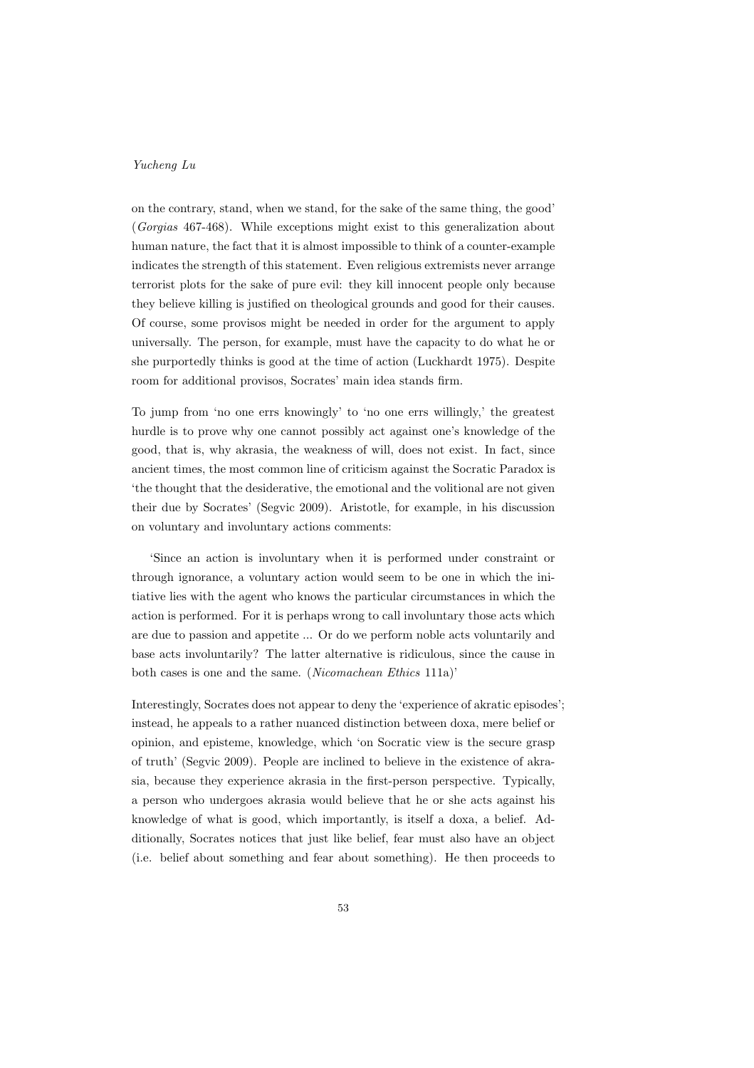on the contrary, stand, when we stand, for the sake of the same thing, the good' (*Gorgias* 467-468). While exceptions might exist to this generalization about human nature, the fact that it is almost impossible to think of a counter-example indicates the strength of this statement. Even religious extremists never arrange terrorist plots for the sake of pure evil: they kill innocent people only because they believe killing is justified on theological grounds and good for their causes. Of course, some provisos might be needed in order for the argument to apply universally. The person, for example, must have the capacity to do what he or she purportedly thinks is good at the time of action (Luckhardt 1975). Despite room for additional provisos, Socrates' main idea stands firm.

To jump from 'no one errs knowingly' to 'no one errs willingly,' the greatest hurdle is to prove why one cannot possibly act against one's knowledge of the good, that is, why akrasia, the weakness of will, does not exist. In fact, since ancient times, the most common line of criticism against the Socratic Paradox is 'the thought that the desiderative, the emotional and the volitional are not given their due by Socrates' (Segvic 2009). Aristotle, for example, in his discussion on voluntary and involuntary actions comments:

> 'Since an action is involuntary when it is performed under constraint or through ignorance, a voluntary action would seem to be one in which the initiative lies with the agent who knows the particular circumstances in which the action is performed. For it is perhaps wrong to call involuntary those acts which are due to passion and appetite ... Or do we perform noble acts voluntarily and base acts involuntarily? The latter alternative is ridiculous, since the cause in both cases is one and the same. (*Nicomachean Ethics* 111a)'

Interestingly, Socrates does not appear to deny the 'experience of akratic episodes'; instead, he appeals to a rather nuanced distinction between doxa, mere belief or opinion, and episteme, knowledge, which 'on Socratic view is the secure grasp of truth' (Segvic 2009). People are inclined to believe in the existence of akrasia, because they experience akrasia in the first-person perspective. Typically, a person who undergoes akrasia would believe that he or she acts against his knowledge of what is good, which importantly, is itself a doxa, a belief. Additionally, Socrates notices that just like belief, fear must also have an object (i.e. belief about something and fear about something). He then proceeds to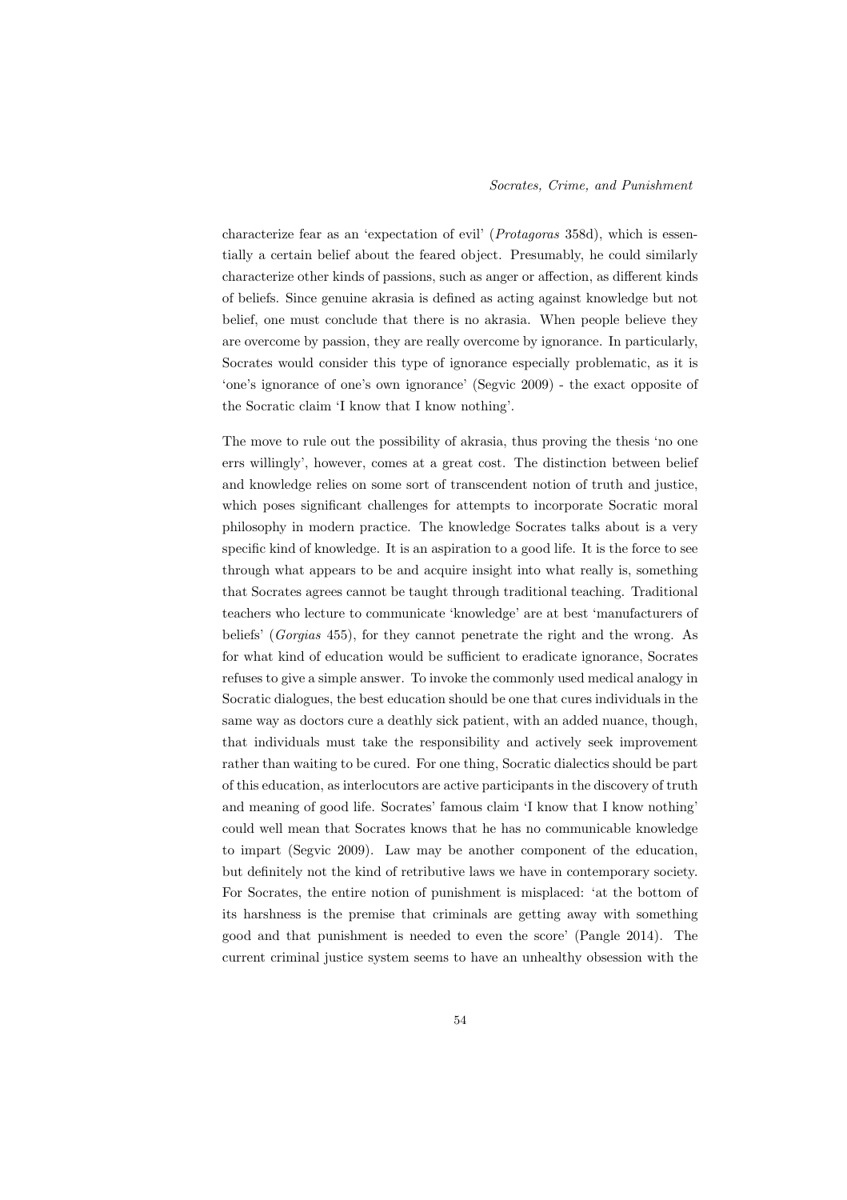characterize fear as an 'expectation of evil' (*Protagoras* 358d), which is essentially a certain belief about the feared object. Presumably, he could similarly characterize other kinds of passions, such as anger or affection, as different kinds of beliefs. Since genuine akrasia is defined as acting against knowledge but not belief, one must conclude that there is no akrasia. When people believe they are overcome by passion, they are really overcome by ignorance. In particularly, Socrates would consider this type of ignorance especially problematic, as it is 'one's ignorance of one's own ignorance' (Segvic 2009) - the exact opposite of the Socratic claim 'I know that I know nothing'.

The move to rule out the possibility of akrasia, thus proving the thesis 'no one errs willingly', however, comes at a great cost. The distinction between belief and knowledge relies on some sort of transcendent notion of truth and justice, which poses significant challenges for attempts to incorporate Socratic moral philosophy in modern practice. The knowledge Socrates talks about is a very specific kind of knowledge. It is an aspiration to a good life. It is the force to see through what appears to be and acquire insight into what really is, something that Socrates agrees cannot be taught through traditional teaching. Traditional teachers who lecture to communicate 'knowledge' are at best 'manufacturers of beliefs' (*Gorgias* 455), for they cannot penetrate the right and the wrong. As for what kind of education would be sufficient to eradicate ignorance, Socrates refuses to give a simple answer. To invoke the commonly used medical analogy in Socratic dialogues, the best education should be one that cures individuals in the same way as doctors cure a deathly sick patient, with an added nuance, though, that individuals must take the responsibility and actively seek improvement rather than waiting to be cured. For one thing, Socratic dialectics should be part of this education, as interlocutors are active participants in the discovery of truth and meaning of good life. Socrates' famous claim 'I know that I know nothing' could well mean that Socrates knows that he has no communicable knowledge to impart (Segvic 2009). Law may be another component of the education, but definitely not the kind of retributive laws we have in contemporary society. For Socrates, the entire notion of punishment is misplaced: 'at the bottom of its harshness is the premise that criminals are getting away with something good and that punishment is needed to even the score' (Pangle 2014). The current criminal justice system seems to have an unhealthy obsession with the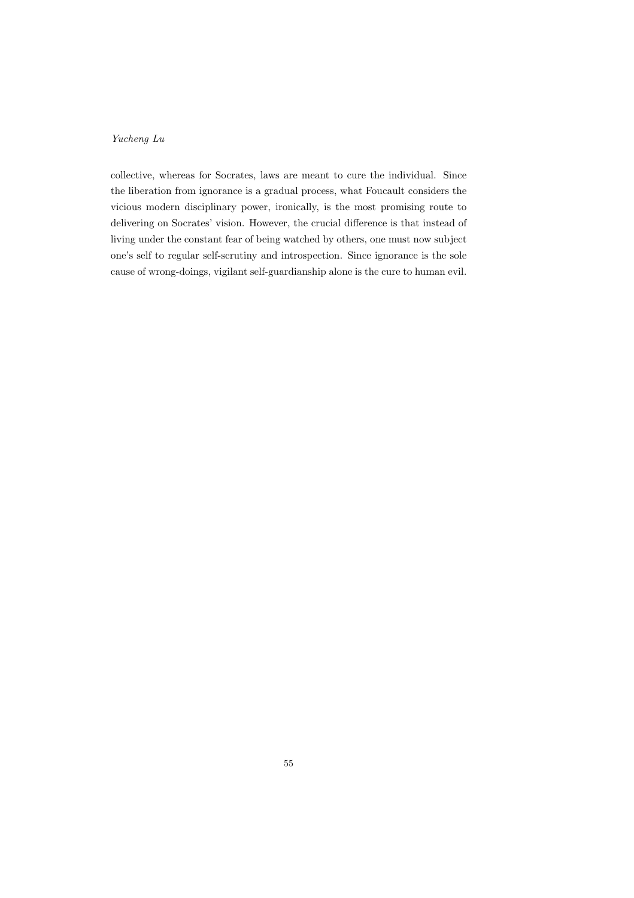collective, whereas for Socrates, laws are meant to cure the individual. Since the liberation from ignorance is a gradual process, what Foucault considers the vicious modern disciplinary power, ironically, is the most promising route to delivering on Socrates' vision. However, the crucial difference is that instead of living under the constant fear of being watched by others, one must now subject one's self to regular self-scrutiny and introspection. Since ignorance is the sole cause of wrong-doings, vigilant self-guardianship alone is the cure to human evil.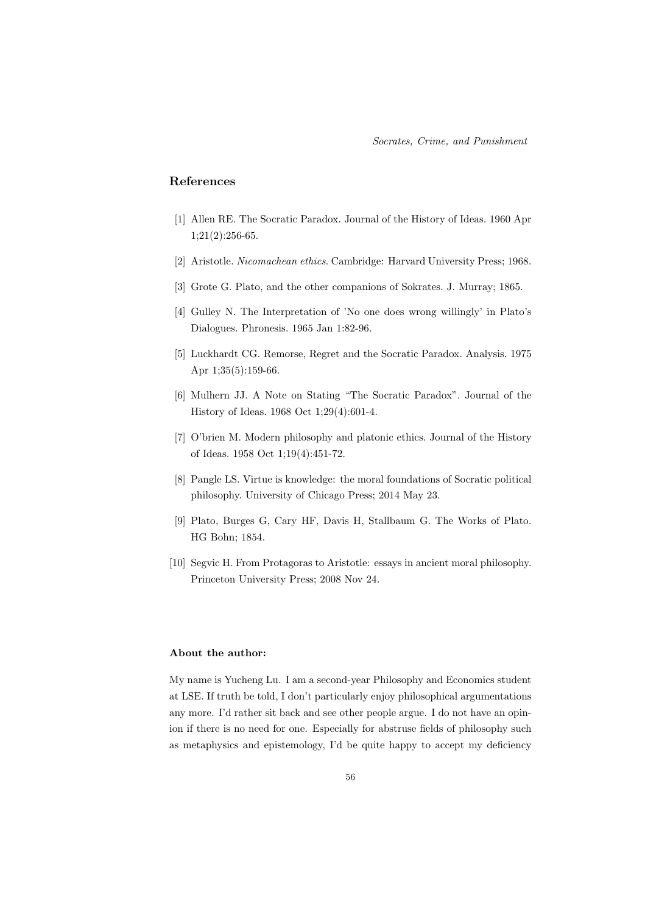## References

[1] Allen RE. The Socratic Paradox. Journal of the History of Ideas. 1960 Apr 1;21(2):256-65.

[2] Aristotle. *Nicomachean ethics*. Cambridge: Harvard University Press; 1968.

[3] Grote G. Plato, and the other companions of Sokrates. J. Murray; 1865.

[4] Gulley N. The Interpretation of 'No one does wrong willingly' in Plato's Dialogues. Phronesis. 1965 Jan 1:82-96.

[5] Luckhardt CG. Remorse, Regret and the Socratic Paradox. Analysis. 1975 Apr 1;35(5):159-66.

[6] Mulhern JJ. A Note on Stating "The Socratic Paradox". Journal of the History of Ideas. 1968 Oct 1;29(4):601-4.

[7] O'brien M. Modern philosophy and platonic ethics. Journal of the History of Ideas. 1958 Oct 1;19(4):451-72.

[8] Pangle LS. Virtue is knowledge: the moral foundations of Socratic political philosophy. University of Chicago Press; 2014 May 23.

[9] Plato, Burges G, Cary HF, Davis H, Stallbaum G. The Works of Plato. HG Bohn; 1854.

[10] Segvic H. From Protagoras to Aristotle: essays in ancient moral philosophy. Princeton University Press; 2008 Nov 24.

**About the author:**

My name is Yucheng Lu. I am a second-year Philosophy and Economics student at LSE. If truth be told, I don't particularly enjoy philosophical argumentations any more. I'd rather sit back and see other people argue. I do not have an opinion if there is no need for one. Especially for abstruse fields of philosophy such as metaphysics and epistemology, I'd be quite happy to accept my deficiency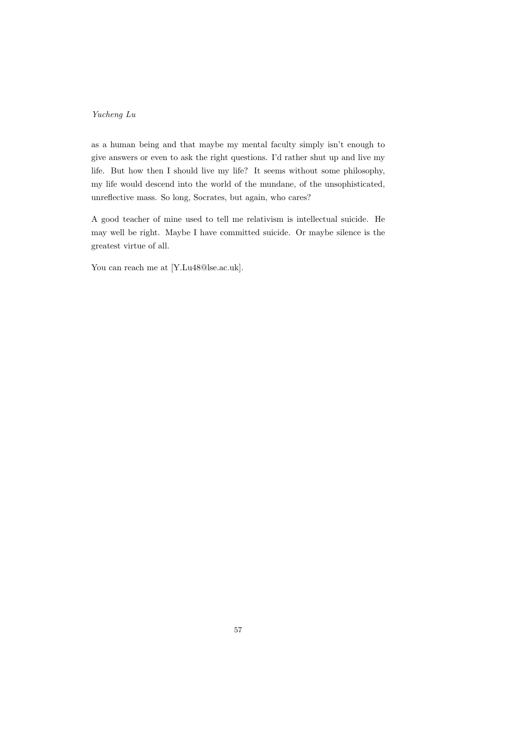as a human being and that maybe my mental faculty simply isn't enough to give answers or even to ask the right questions. I'd rather shut up and live my life. But how then I should live my life? It seems without some philosophy, my life would descend into the world of the mundane, of the unsophisticated, unreflective mass. So long, Socrates, but again, who cares?

A good teacher of mine used to tell me relativism is intellectual suicide. He may well be right. Maybe I have committed suicide. Or maybe silence is the greatest virtue of all.

You can reach me at [Y.Lu48@lse.ac.uk].